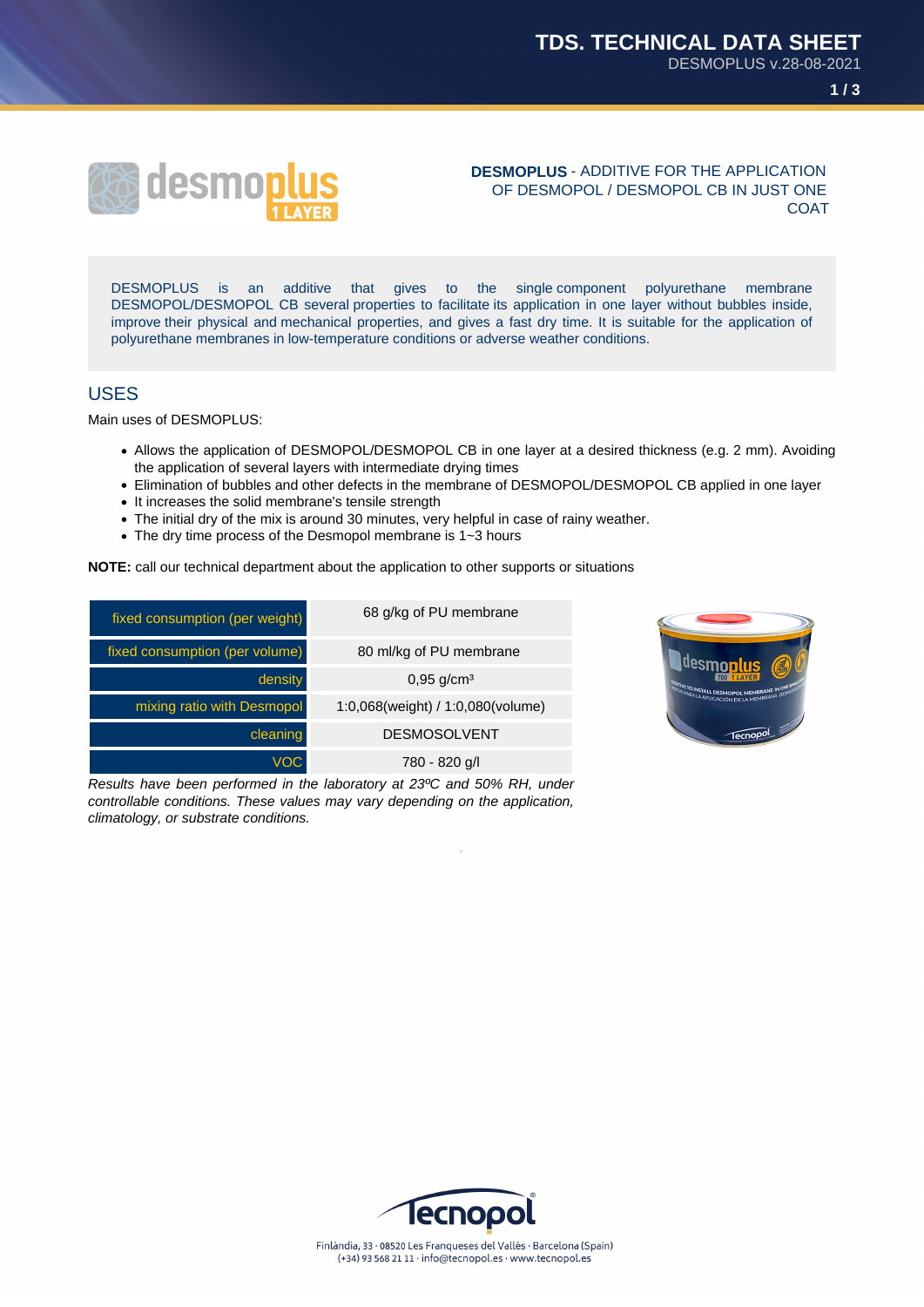# DESMOPLUS - ADDITIVE FOR THE APPLICATION OF DESMOPOL / DESMOPOL CB IN JUST ONE COAT

DESMOPLUS is an additive that gives to the single component polyurethane membrane DESMOPOL/DESMOPOL CB several properties to facilitate its application in one layer without bubbles inside, improve their physical and mechanical properties, and gives a fast dry time. It is suitable for the application of polyurethane membranes in low-temperature conditions or adverse weather conditions.

## USES

Main uses of DESMOPLUS:

- Allows the application of DESMOPOL/DESMOPOL CB in one layer at a desired thickness (e.g. 2 mm). Avoiding the application of several layers with intermediate drying times
- Elimination of bubbles and other defects in the membrane of DESMOPOL/DESMOPOL CB applied in one layer
- It increases the solid membrane's tensile strength
- The initial dry of the mix is around 30 minutes, very helpful in case of rainy weather.
- The dry time process of the Desmopol membrane is 1~3 hours

**NOTE:** call our technical department about the application to other supports or situations

| Property | Value |
|---|---|
| fixed consumption (per weight) | 68 g/kg of PU membrane |
| fixed consumption (per volume) | 80 ml/kg of PU membrane |
| density | 0,95 g/cm³ |
| mixing ratio with Desmopol | 1:0,068(weight) / 1:0,080(volume) |
| cleaning | DESMOSOLVENT |
| VOC | 780 - 820 g/l |

*Results have been performed in the laboratory at 23ºC and 50% RH, under controllable conditions. These values may vary depending on the application, climatology, or substrate conditions.*

Finlàndia, 33 · 08520 Les Franqueses del Vallès · Barcelona (Spain)
(+34) 93 568 21 11 · info@tecnopol.es · www.tecnopol.es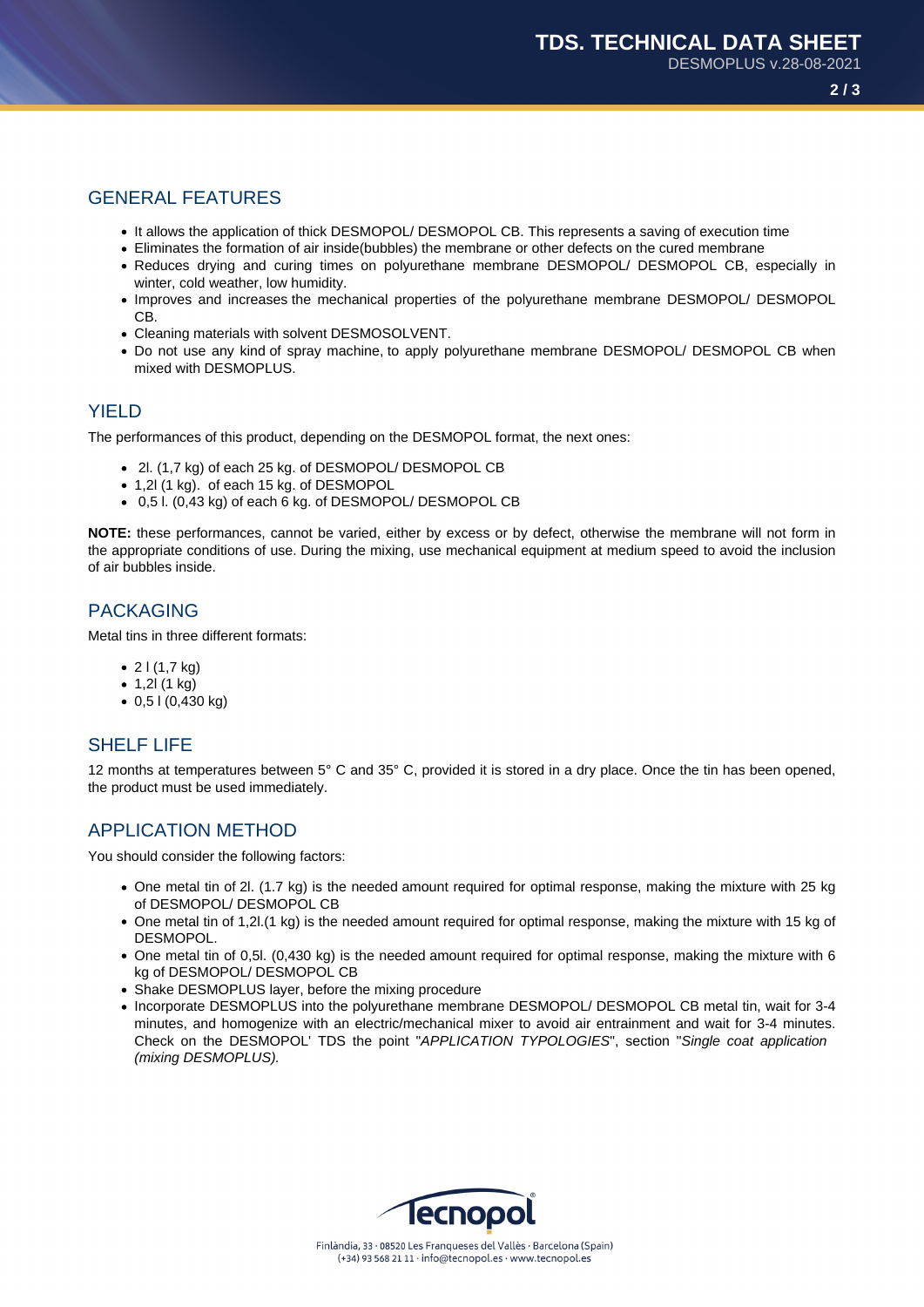## GENERAL FEATURES

- It allows the application of thick DESMOPOL/ DESMOPOL CB. This represents a saving of execution time
- Eliminates the formation of air inside(bubbles) the membrane or other defects on the cured membrane
- Reduces drying and curing times on polyurethane membrane DESMOPOL/ DESMOPOL CB, especially in winter, cold weather, low humidity.
- Improves and increases the mechanical properties of the polyurethane membrane DESMOPOL/ DESMOPOL CB.
- Cleaning materials with solvent DESMOSOLVENT.
- Do not use any kind of spray machine, to apply polyurethane membrane DESMOPOL/ DESMOPOL CB when mixed with DESMOPLUS.

## YIELD

The performances of this product, depending on the DESMOPOL format, the next ones:

- 2l. (1,7 kg) of each 25 kg. of DESMOPOL/ DESMOPOL CB
- 1,2l (1 kg). of each 15 kg. of DESMOPOL
- 0,5 l. (0,43 kg) of each 6 kg. of DESMOPOL/ DESMOPOL CB

**NOTE:** these performances, cannot be varied, either by excess or by defect, otherwise the membrane will not form in the appropriate conditions of use. During the mixing, use mechanical equipment at medium speed to avoid the inclusion of air bubbles inside.

## PACKAGING

Metal tins in three different formats:

- 2 l (1,7 kg)
- 1,2l (1 kg)
- 0,5 l (0,430 kg)

## SHELF LIFE

12 months at temperatures between 5° C and 35° C, provided it is stored in a dry place. Once the tin has been opened, the product must be used immediately.

## APPLICATION METHOD

You should consider the following factors:

- One metal tin of 2l. (1.7 kg) is the needed amount required for optimal response, making the mixture with 25 kg of DESMOPOL/ DESMOPOL CB
- One metal tin of 1,2l.(1 kg) is the needed amount required for optimal response, making the mixture with 15 kg of DESMOPOL.
- One metal tin of 0,5l. (0,430 kg) is the needed amount required for optimal response, making the mixture with 6 kg of DESMOPOL/ DESMOPOL CB
- Shake DESMOPLUS layer, before the mixing procedure
- Incorporate DESMOPLUS into the polyurethane membrane DESMOPOL/ DESMOPOL CB metal tin, wait for 3-4 minutes, and homogenize with an electric/mechanical mixer to avoid air entrainment and wait for 3-4 minutes. Check on the DESMOPOL' TDS the point "*APPLICATION TYPOLOGIES*", section "*Single coat application (mixing DESMOPLUS).*

Tecnopol

Finlàndia, 33 · 08520 Les Franqueses del Vallès · Barcelona (Spain)
(+34) 93 568 21 11 · info@tecnopol.es · www.tecnopol.es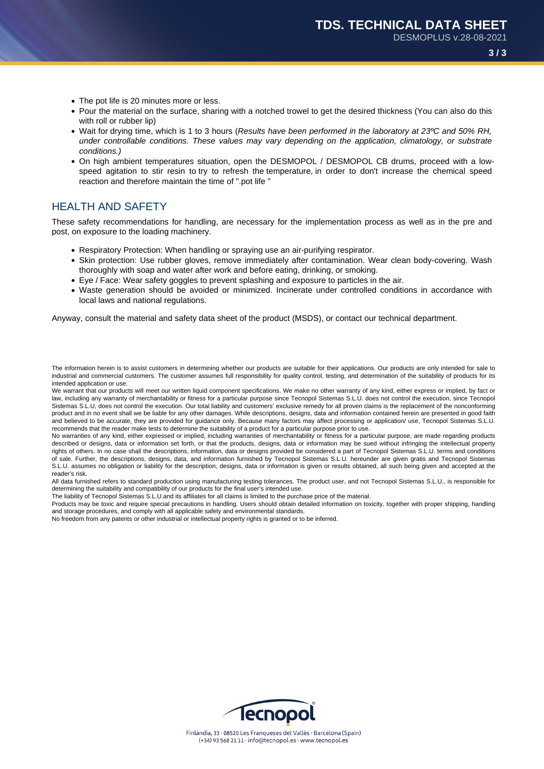- The pot life is 20 minutes more or less.
- Pour the material on the surface, sharing with a notched trowel to get the desired thickness (You can also do this with roll or rubber lip)
- Wait for drying time, which is 1 to 3 hours (*Results have been performed in the laboratory at 23ºC and 50% RH, under controllable conditions. These values may vary depending on the application, climatology, or substrate conditions.)*
- On high ambient temperatures situation, open the DESMOPOL / DESMOPOL CB drums, proceed with a low-speed agitation to stir resin to try to refresh the temperature, in order to don't increase the chemical speed reaction and therefore maintain the time of ".pot life "

## HEALTH AND SAFETY

These safety recommendations for handling, are necessary for the implementation process as well as in the pre and post, on exposure to the loading machinery.

- Respiratory Protection: When handling or spraying use an air-purifying respirator.
- Skin protection: Use rubber gloves, remove immediately after contamination. Wear clean body-covering. Wash thoroughly with soap and water after work and before eating, drinking, or smoking.
- Eye / Face: Wear safety goggles to prevent splashing and exposure to particles in the air.
- Waste generation should be avoided or minimized. Incinerate under controlled conditions in accordance with local laws and national regulations.

Anyway, consult the material and safety data sheet of the product (MSDS), or contact our technical department.

The information herein is to assist customers in determining whether our products are suitable for their applications. Our products are only intended for sale to industrial and commercial customers. The customer assumes full responsibility for quality control, testing, and determination of the suitability of products for its intended application or use.

We warrant that our products will meet our written liquid component specifications. We make no other warranty of any kind, either express or implied, by fact or law, including any warranty of merchantability or fitness for a particular purpose since Tecnopol Sistemas S.L.U. does not control the execution, since Tecnopol Sistemas S.L.U, does not control the execution. Our total liability and customers' exclusive remedy for all proven claims is the replacement of the nonconforming product and in no event shall we be liable for any other damages. While descriptions, designs, data and information contained herein are presented in good faith and believed to be accurate, they are provided for guidance only. Because many factors may affect processing or application/ use, Tecnopol Sistemas S.L.U. recommends that the reader make tests to determine the suitability of a product for a particular purpose prior to use.

No warranties of any kind, either expressed or implied, including warranties of merchantability or fitness for a particular purpose, are made regarding products described or designs, data or information set forth, or that the products, designs, data or information may be sued without infringing the intellectual property rights of others. In no case shall the descriptions, information, data or designs provided be considered a part of Tecnopol Sistemas S.L.U. terms and conditions of sale. Further, the descriptions, designs, data, and information furnished by Tecnopol Sistemas S.L.U. hereunder are given gratis and Tecnopol Sistemas S.L.U. assumes no obligation or liability for the description, designs, data or information is given or results obtained, all such being given and accepted at the reader's risk.

All data furnished refers to standard production using manufacturing testing tolerances. The product user, and not Tecnopol Sistemas S.L.U., is responsible for determining the suitability and compatibility of our products for the final user's intended use.

The liability of Tecnopol Sistemas S.L.U.and its affiliates for all claims is limited to the purchase price of the material.

Products may be toxic and require special precautions in handling. Users should obtain detailed information on toxicity, together with proper shipping, handling and storage procedures, and comply with all applicable safety and environmental standards.

No freedom from any patents or other industrial or intellectual property rights is granted or to be inferred.

Tecnopol

Finlàndia, 33 · 08520 Les Franqueses del Vallès · Barcelona (Spain)
(+34) 93 568 21 11 · info@tecnopol.es · www.tecnopol.es